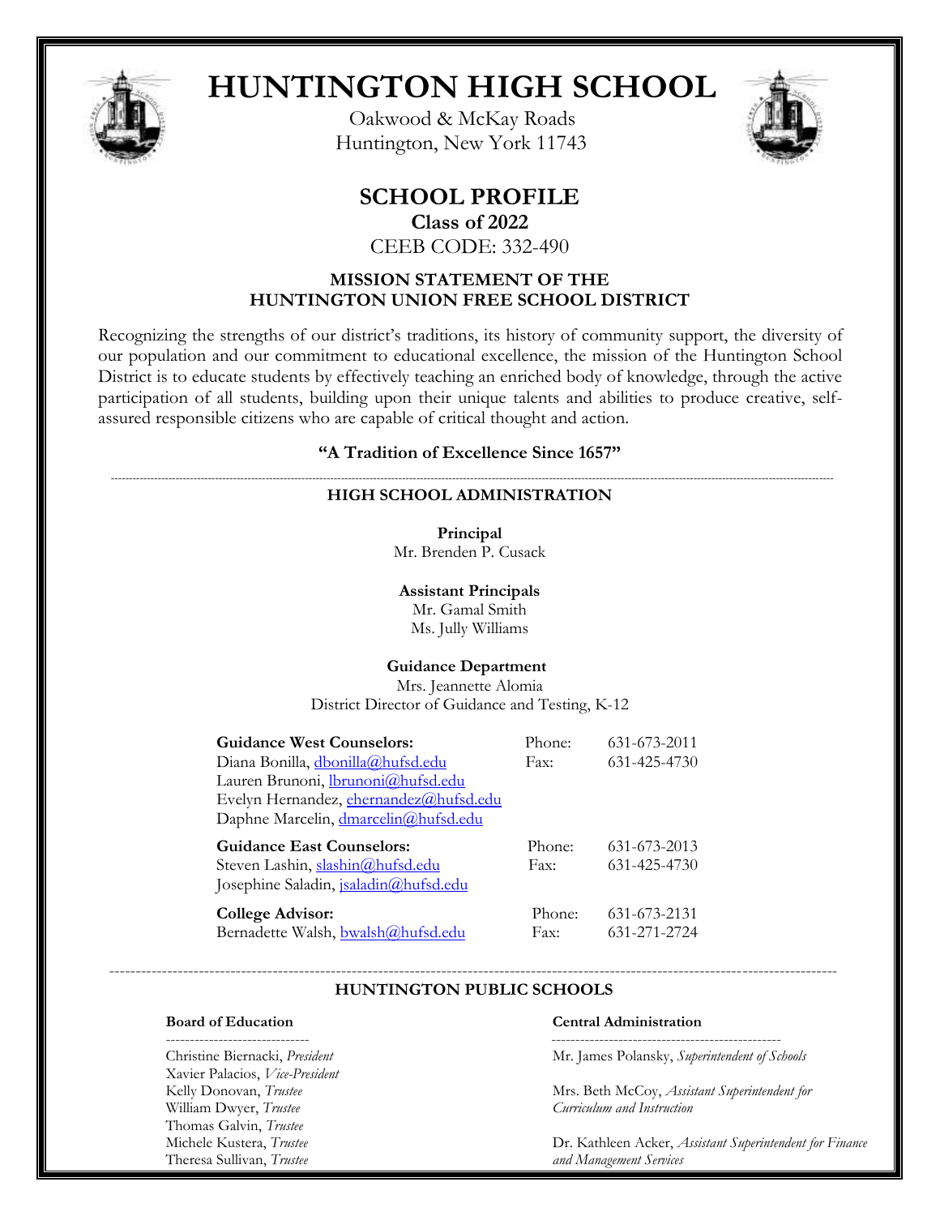# HUNTINGTON HIGH SCHOOL

Oakwood & McKay Roads
Huntington, New York 11743

## SCHOOL PROFILE

**Class of 2022**

CEEB CODE: 332-490

### MISSION STATEMENT OF THE HUNTINGTON UNION FREE SCHOOL DISTRICT

Recognizing the strengths of our district's traditions, its history of community support, the diversity of our population and our commitment to educational excellence, the mission of the Huntington School District is to educate students by effectively teaching an enriched body of knowledge, through the active participation of all students, building upon their unique talents and abilities to produce creative, self-assured responsible citizens who are capable of critical thought and action.

**"A Tradition of Excellence Since 1657"**

---

### HIGH SCHOOL ADMINISTRATION

**Principal**
Mr. Brenden P. Cusack

**Assistant Principals**
Mr. Gamal Smith
Ms. Jully Williams

**Guidance Department**
Mrs. Jeannette Alomia
District Director of Guidance and Testing, K-12

**Guidance West Counselors:** Phone: 631-673-2011 Fax: 631-425-4730
Diana Bonilla, dbonilla@hufsd.edu
Lauren Brunoni, lbrunoni@hufsd.edu
Evelyn Hernandez, ehernandez@hufsd.edu
Daphne Marcelin, dmarcelin@hufsd.edu

**Guidance East Counselors:** Phone: 631-673-2013 Fax: 631-425-4730
Steven Lashin, slashin@hufsd.edu
Josephine Saladin, jsaladin@hufsd.edu

**College Advisor:** Phone: 631-673-2131 Fax: 631-271-2724
Bernadette Walsh, bwalsh@hufsd.edu

---

### HUNTINGTON PUBLIC SCHOOLS

**Board of Education**

Christine Biernacki, *President*
Xavier Palacios, *Vice-President*
Kelly Donovan, *Trustee*
William Dwyer, *Trustee*
Thomas Galvin, *Trustee*
Michele Kustera, *Trustee*
Theresa Sullivan, *Trustee*

**Central Administration**

Mr. James Polansky, *Superintendent of Schools*

Mrs. Beth McCoy, *Assistant Superintendent for Curriculum and Instruction*

Dr. Kathleen Acker, *Assistant Superintendent for Finance and Management Services*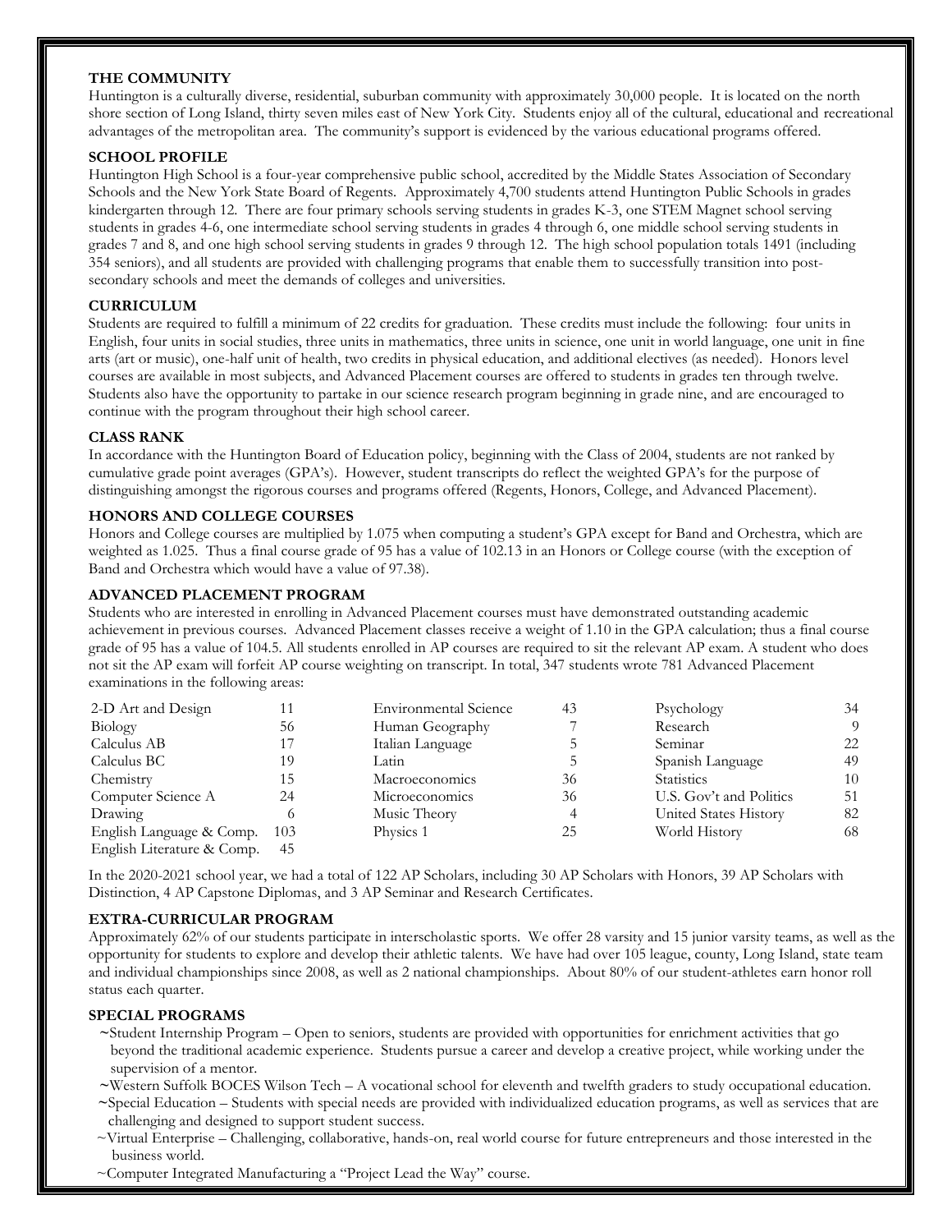## THE COMMUNITY

Huntington is a culturally diverse, residential, suburban community with approximately 30,000 people. It is located on the north shore section of Long Island, thirty seven miles east of New York City. Students enjoy all of the cultural, educational and recreational advantages of the metropolitan area. The community's support is evidenced by the various educational programs offered.

## SCHOOL PROFILE

Huntington High School is a four-year comprehensive public school, accredited by the Middle States Association of Secondary Schools and the New York State Board of Regents. Approximately 4,700 students attend Huntington Public Schools in grades kindergarten through 12. There are four primary schools serving students in grades K-3, one STEM Magnet school serving students in grades 4-6, one intermediate school serving students in grades 4 through 6, one middle school serving students in grades 7 and 8, and one high school serving students in grades 9 through 12. The high school population totals 1491 (including 354 seniors), and all students are provided with challenging programs that enable them to successfully transition into post-secondary schools and meet the demands of colleges and universities.

## CURRICULUM

Students are required to fulfill a minimum of 22 credits for graduation. These credits must include the following: four units in English, four units in social studies, three units in mathematics, three units in science, one unit in world language, one unit in fine arts (art or music), one-half unit of health, two credits in physical education, and additional electives (as needed). Honors level courses are available in most subjects, and Advanced Placement courses are offered to students in grades ten through twelve. Students also have the opportunity to partake in our science research program beginning in grade nine, and are encouraged to continue with the program throughout their high school career.

## CLASS RANK

In accordance with the Huntington Board of Education policy, beginning with the Class of 2004, students are not ranked by cumulative grade point averages (GPA's). However, student transcripts do reflect the weighted GPA's for the purpose of distinguishing amongst the rigorous courses and programs offered (Regents, Honors, College, and Advanced Placement).

## HONORS AND COLLEGE COURSES

Honors and College courses are multiplied by 1.075 when computing a student's GPA except for Band and Orchestra, which are weighted as 1.025. Thus a final course grade of 95 has a value of 102.13 in an Honors or College course (with the exception of Band and Orchestra which would have a value of 97.38).

## ADVANCED PLACEMENT PROGRAM

Students who are interested in enrolling in Advanced Placement courses must have demonstrated outstanding academic achievement in previous courses. Advanced Placement classes receive a weight of 1.10 in the GPA calculation; thus a final course grade of 95 has a value of 104.5. All students enrolled in AP courses are required to sit the relevant AP exam. A student who does not sit the AP exam will forfeit AP course weighting on transcript. In total, 347 students wrote 781 Advanced Placement examinations in the following areas:

| Exam | Count | Exam | Count | Exam | Count |
|---|---|---|---|---|---|
| 2-D Art and Design | 11 | Environmental Science | 43 | Psychology | 34 |
| Biology | 56 | Human Geography | 7 | Research | 9 |
| Calculus AB | 17 | Italian Language | 5 | Seminar | 22 |
| Calculus BC | 19 | Latin | 5 | Spanish Language | 49 |
| Chemistry | 15 | Macroeconomics | 36 | Statistics | 10 |
| Computer Science A | 24 | Microeconomics | 36 | U.S. Gov't and Politics | 51 |
| Drawing | 6 | Music Theory | 4 | United States History | 82 |
| English Language & Comp. | 103 | Physics 1 | 25 | World History | 68 |
| English Literature & Comp. | 45 | | | | |

In the 2020-2021 school year, we had a total of 122 AP Scholars, including 30 AP Scholars with Honors, 39 AP Scholars with Distinction, 4 AP Capstone Diplomas, and 3 AP Seminar and Research Certificates.

## EXTRA-CURRICULAR PROGRAM

Approximately 62% of our students participate in interscholastic sports. We offer 28 varsity and 15 junior varsity teams, as well as the opportunity for students to explore and develop their athletic talents. We have had over 105 league, county, Long Island, state team and individual championships since 2008, as well as 2 national championships. About 80% of our student-athletes earn honor roll status each quarter.

## SPECIAL PROGRAMS

~Student Internship Program – Open to seniors, students are provided with opportunities for enrichment activities that go beyond the traditional academic experience. Students pursue a career and develop a creative project, while working under the supervision of a mentor.

~Western Suffolk BOCES Wilson Tech – A vocational school for eleventh and twelfth graders to study occupational education.

~Special Education – Students with special needs are provided with individualized education programs, as well as services that are challenging and designed to support student success.

~Virtual Enterprise – Challenging, collaborative, hands-on, real world course for future entrepreneurs and those interested in the business world.

~Computer Integrated Manufacturing a "Project Lead the Way" course.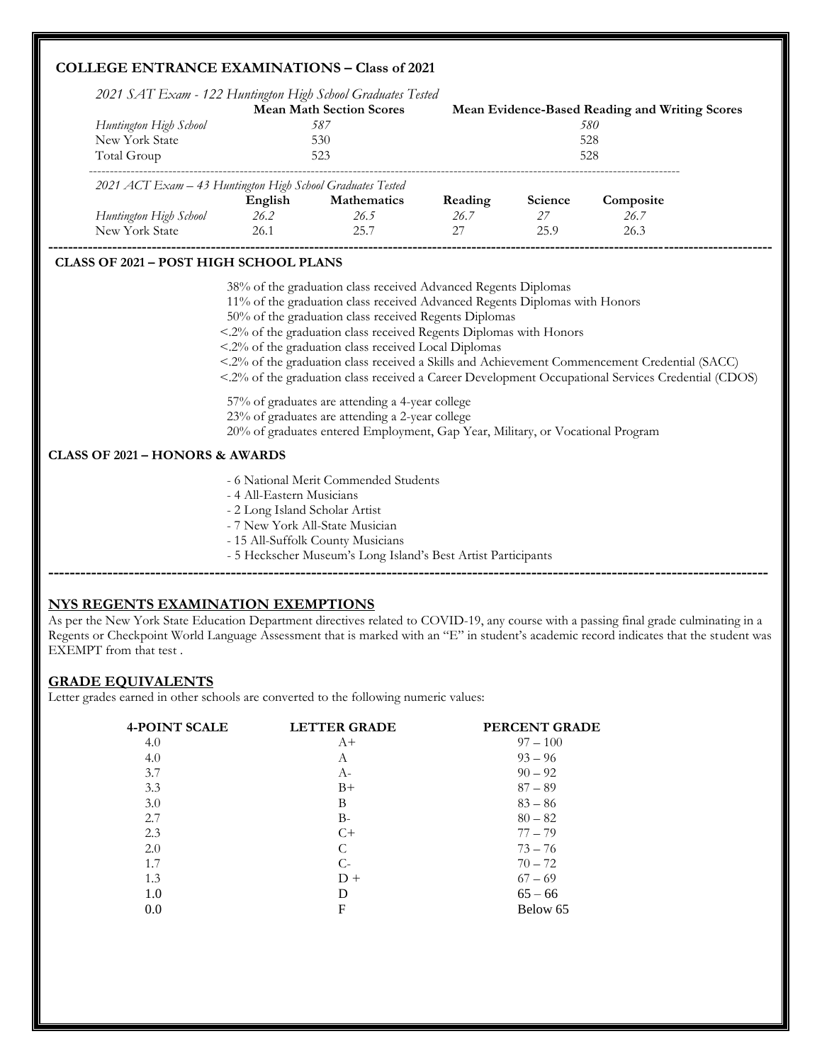## COLLEGE ENTRANCE EXAMINATIONS – Class of 2021

*2021 SAT Exam - 122 Huntington High School Graduates Tested*

| | Mean Math Section Scores | Mean Evidence-Based Reading and Writing Scores |
|---|---|---|
| *Huntington High School* | *587* | *580* |
| New York State | 530 | 528 |
| Total Group | 523 | 528 |

*2021 ACT Exam – 43 Huntington High School Graduates Tested*

| | English | Mathematics | Reading | Science | Composite |
|---|---|---|---|---|---|
| *Huntington High School* | *26.2* | *26.5* | *26.7* | *27* | *26.7* |
| New York State | 26.1 | 25.7 | 27 | 25.9 | 26.3 |

## CLASS OF 2021 – POST HIGH SCHOOL PLANS

38% of the graduation class received Advanced Regents Diplomas
11% of the graduation class received Advanced Regents Diplomas with Honors
50% of the graduation class received Regents Diplomas
<.2% of the graduation class received Regents Diplomas with Honors
<.2% of the graduation class received Local Diplomas
<.2% of the graduation class received a Skills and Achievement Commencement Credential (SACC)
<.2% of the graduation class received a Career Development Occupational Services Credential (CDOS)

57% of graduates are attending a 4-year college
23% of graduates are attending a 2-year college
20% of graduates entered Employment, Gap Year, Military, or Vocational Program

## CLASS OF 2021 – HONORS & AWARDS

- 6 National Merit Commended Students
- 4 All-Eastern Musicians
- 2 Long Island Scholar Artist
- 7 New York All-State Musician
- 15 All-Suffolk County Musicians
- 5 Heckscher Museum's Long Island's Best Artist Participants

## NYS REGENTS EXAMINATION EXEMPTIONS

As per the New York State Education Department directives related to COVID-19, any course with a passing final grade culminating in a Regents or Checkpoint World Language Assessment that is marked with an "E" in student's academic record indicates that the student was EXEMPT from that test .

## GRADE EQUIVALENTS

Letter grades earned in other schools are converted to the following numeric values:

| 4-POINT SCALE | LETTER GRADE | PERCENT GRADE |
|---|---|---|
| 4.0 | A+ | 97 – 100 |
| 4.0 | A | 93 – 96 |
| 3.7 | A- | 90 – 92 |
| 3.3 | B+ | 87 – 89 |
| 3.0 | B | 83 – 86 |
| 2.7 | B- | 80 – 82 |
| 2.3 | C+ | 77 – 79 |
| 2.0 | C | 73 – 76 |
| 1.7 | C- | 70 – 72 |
| 1.3 | D + | 67 – 69 |
| 1.0 | D | 65 – 66 |
| 0.0 | F | Below 65 |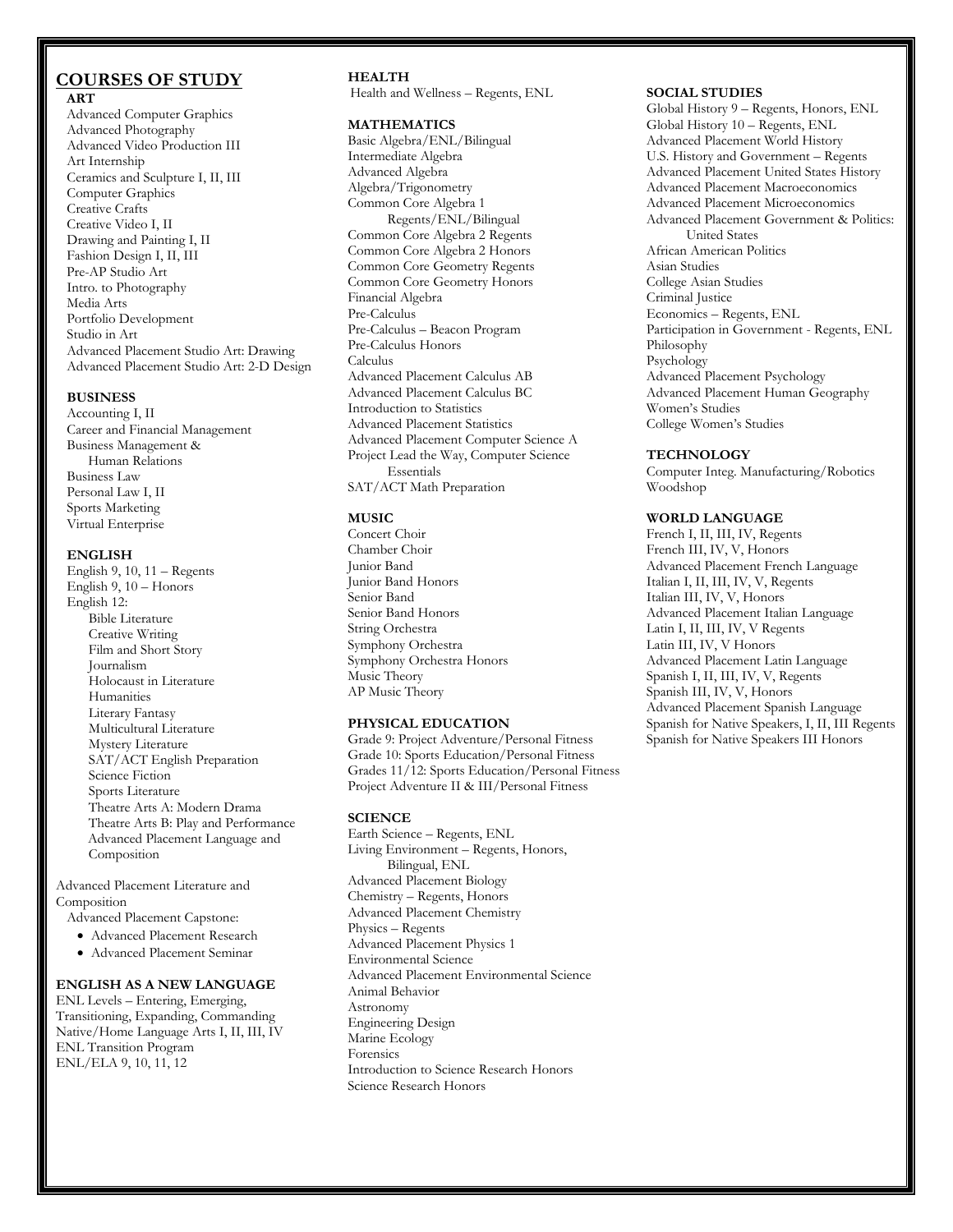# COURSES OF STUDY

### ART

- Advanced Computer Graphics
- Advanced Photography
- Advanced Video Production III
- Art Internship
- Ceramics and Sculpture I, II, III
- Computer Graphics
- Creative Crafts
- Creative Video I, II
- Drawing and Painting I, II
- Fashion Design I, II, III
- Pre-AP Studio Art
- Intro. to Photography
- Media Arts
- Portfolio Development
- Studio in Art
- Advanced Placement Studio Art: Drawing
- Advanced Placement Studio Art: 2-D Design

### BUSINESS

- Accounting I, II
- Career and Financial Management
- Business Management & Human Relations
- Business Law
- Personal Law I, II
- Sports Marketing
- Virtual Enterprise

### ENGLISH

- English 9, 10, 11 – Regents
- English 9, 10 – Honors
- English 12:
  - Bible Literature
  - Creative Writing
  - Film and Short Story
  - Journalism
  - Holocaust in Literature
  - Humanities
  - Literary Fantasy
  - Multicultural Literature
  - Mystery Literature
  - SAT/ACT English Preparation
  - Science Fiction
  - Sports Literature
  - Theatre Arts A: Modern Drama
  - Theatre Arts B: Play and Performance
  - Advanced Placement Language and Composition
- Advanced Placement Literature and Composition
- Advanced Placement Capstone:
  - Advanced Placement Research
  - Advanced Placement Seminar

### ENGLISH AS A NEW LANGUAGE

- ENL Levels – Entering, Emerging, Transitioning, Expanding, Commanding
- Native/Home Language Arts I, II, III, IV
- ENL Transition Program
- ENL/ELA 9, 10, 11, 12

### HEALTH

- Health and Wellness – Regents, ENL

### MATHEMATICS

- Basic Algebra/ENL/Bilingual
- Intermediate Algebra
- Advanced Algebra
- Algebra/Trigonometry
- Common Core Algebra 1 Regents/ENL/Bilingual
- Common Core Algebra 2 Regents
- Common Core Algebra 2 Honors
- Common Core Geometry Regents
- Common Core Geometry Honors
- Financial Algebra
- Pre-Calculus
- Pre-Calculus – Beacon Program
- Pre-Calculus Honors
- Calculus
- Advanced Placement Calculus AB
- Advanced Placement Calculus BC
- Introduction to Statistics
- Advanced Placement Statistics
- Advanced Placement Computer Science A
- Project Lead the Way, Computer Science Essentials
- SAT/ACT Math Preparation

### MUSIC

- Concert Choir
- Chamber Choir
- Junior Band
- Junior Band Honors
- Senior Band
- Senior Band Honors
- String Orchestra
- Symphony Orchestra
- Symphony Orchestra Honors
- Music Theory
- AP Music Theory

### PHYSICAL EDUCATION

- Grade 9: Project Adventure/Personal Fitness
- Grade 10: Sports Education/Personal Fitness
- Grades 11/12: Sports Education/Personal Fitness
- Project Adventure II & III/Personal Fitness

### SCIENCE

- Earth Science – Regents, ENL
- Living Environment – Regents, Honors, Bilingual, ENL
- Advanced Placement Biology
- Chemistry – Regents, Honors
- Advanced Placement Chemistry
- Physics – Regents
- Advanced Placement Physics 1
- Environmental Science
- Advanced Placement Environmental Science
- Animal Behavior
- Astronomy
- Engineering Design
- Marine Ecology
- Forensics
- Introduction to Science Research Honors
- Science Research Honors

### SOCIAL STUDIES

- Global History 9 – Regents, Honors, ENL
- Global History 10 – Regents, ENL
- Advanced Placement World History
- U.S. History and Government – Regents
- Advanced Placement United States History
- Advanced Placement Macroeconomics
- Advanced Placement Microeconomics
- Advanced Placement Government & Politics: United States
- African American Politics
- Asian Studies
- College Asian Studies
- Criminal Justice
- Economics – Regents, ENL
- Participation in Government - Regents, ENL
- Philosophy
- Psychology
- Advanced Placement Psychology
- Advanced Placement Human Geography
- Women's Studies
- College Women's Studies

### TECHNOLOGY

- Computer Integ. Manufacturing/Robotics
- Woodshop

### WORLD LANGUAGE

- French I, II, III, IV, Regents
- French III, IV, V, Honors
- Advanced Placement French Language
- Italian I, II, III, IV, V, Regents
- Italian III, IV, V, Honors
- Advanced Placement Italian Language
- Latin I, II, III, IV, V Regents
- Latin III, IV, V Honors
- Advanced Placement Latin Language
- Spanish I, II, III, IV, V, Regents
- Spanish III, IV, V, Honors
- Advanced Placement Spanish Language
- Spanish for Native Speakers, I, II, III Regents
- Spanish for Native Speakers III Honors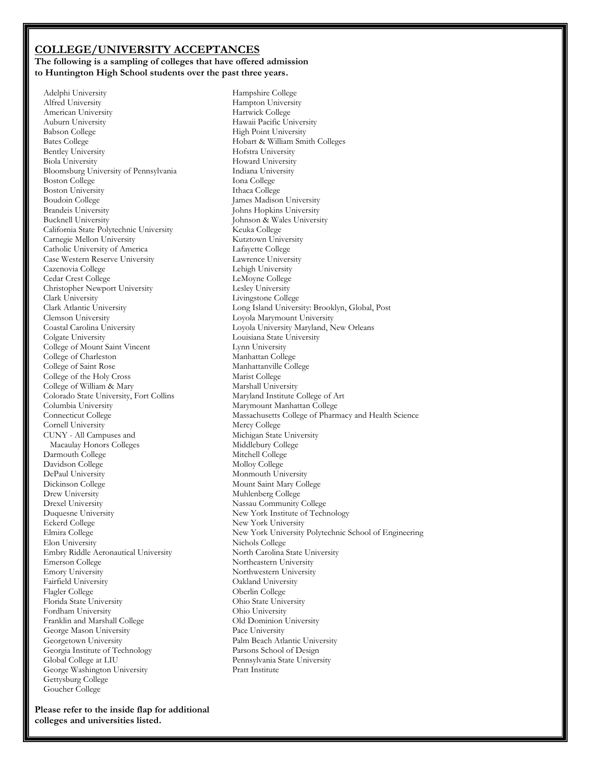## COLLEGE/UNIVERSITY ACCEPTANCES

**The following is a sampling of colleges that have offered admission to Huntington High School students over the past three years.**

Adelphi University
Alfred University
American University
Auburn University
Babson College
Bates College
Bentley University
Biola University
Bloomsburg University of Pennsylvania
Boston College
Boston University
Boudoin College
Brandeis University
Bucknell University
California State Polytechnic University
Carnegie Mellon University
Catholic University of America
Case Western Reserve University
Cazenovia College
Cedar Crest College
Christopher Newport University
Clark University
Clark Atlantic University
Clemson University
Coastal Carolina University
Colgate University
College of Mount Saint Vincent
College of Charleston
College of Saint Rose
College of the Holy Cross
College of William & Mary
Colorado State University, Fort Collins
Columbia University
Connecticut College
Cornell University
CUNY - All Campuses and
Macaulay Honors Colleges
Darmouth College
Davidson College
DePaul University
Dickinson College
Drew University
Drexel University
Duquesne University
Eckerd College
Elmira College
Elon University
Embry Riddle Aeronautical University
Emerson College
Emory University
Fairfield University
Flagler College
Florida State University
Fordham University
Franklin and Marshall College
George Mason University
Georgetown University
Georgia Institute of Technology
Global College at LIU
George Washington University
Gettysburg College
Goucher College
Hampshire College
Hampton University
Hartwick College
Hawaii Pacific University
High Point University
Hobart & William Smith Colleges
Hofstra University
Howard University
Indiana University
Iona College
Ithaca College
James Madison University
Johns Hopkins University
Johnson & Wales University
Keuka College
Kutztown University
Lafayette College
Lawrence University
Lehigh University
LeMoyne College
Lesley University
Livingstone College
Long Island University: Brooklyn, Global, Post
Loyola Marymount University
Loyola University Maryland, New Orleans
Louisiana State University
Lynn University
Manhattan College
Manhattanville College
Marist College
Marshall University
Maryland Institute College of Art
Marymount Manhattan College
Massachusetts College of Pharmacy and Health Science
Mercy College
Michigan State University
Middlebury College
Mitchell College
Molloy College
Monmouth University
Mount Saint Mary College
Muhlenberg College
Nassau Community College
New York Institute of Technology
New York University
New York University Polytechnic School of Engineering
Nichols College
North Carolina State University
Northeastern University
Northwestern University
Oakland University
Oberlin College
Ohio State University
Ohio University
Old Dominion University
Pace University
Palm Beach Atlantic University
Parsons School of Design
Pennsylvania State University
Pratt Institute

**Please refer to the inside flap for additional colleges and universities listed.**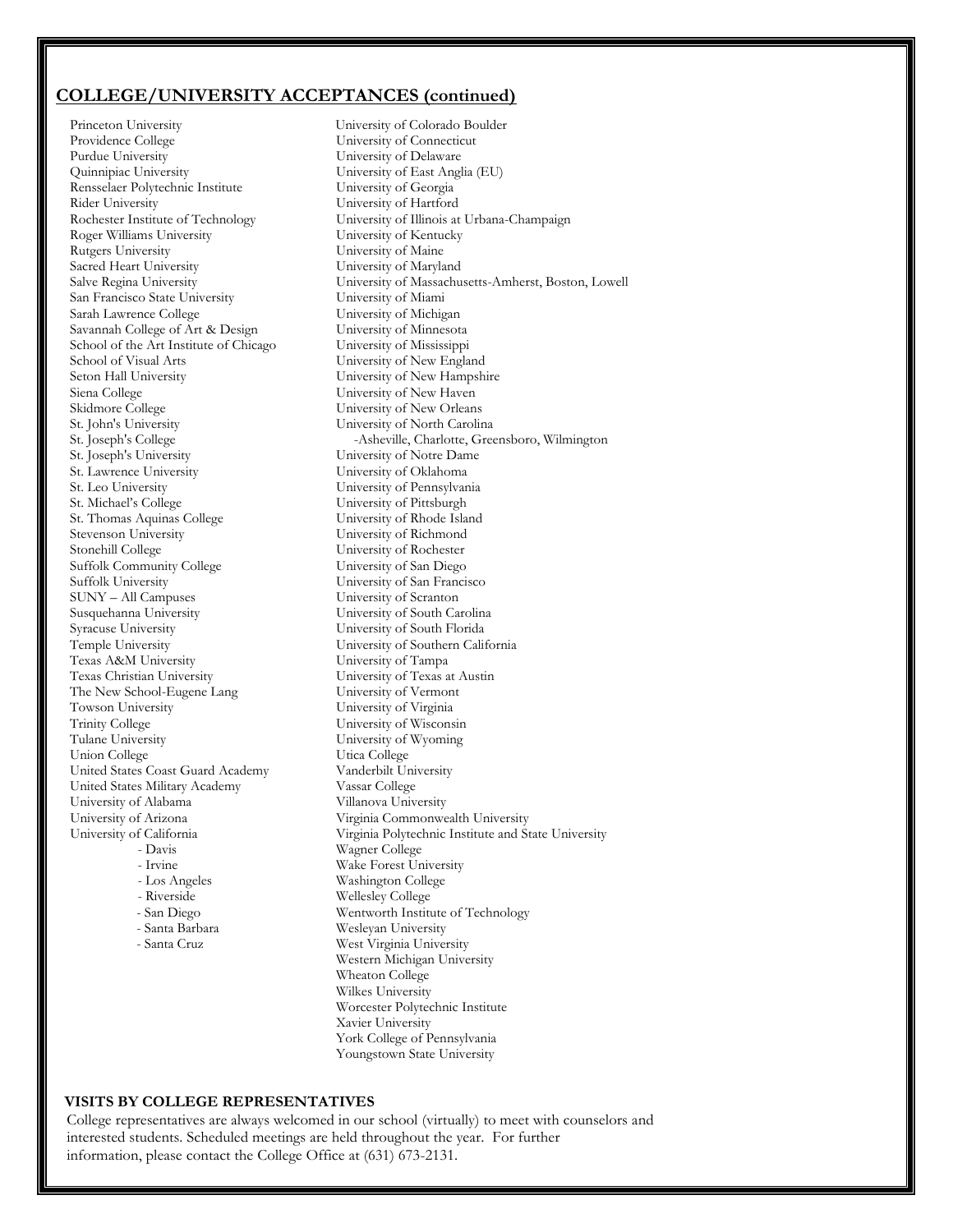## COLLEGE/UNIVERSITY ACCEPTANCES (continued)

Princeton University
Providence College
Purdue University
Quinnipiac University
Rensselaer Polytechnic Institute
Rider University
Rochester Institute of Technology
Roger Williams University
Rutgers University
Sacred Heart University
Salve Regina University
San Francisco State University
Sarah Lawrence College
Savannah College of Art & Design
School of the Art Institute of Chicago
School of Visual Arts
Seton Hall University
Siena College
Skidmore College
St. John's University
St. Joseph's College
St. Joseph's University
St. Lawrence University
St. Leo University
St. Michael's College
St. Thomas Aquinas College
Stevenson University
Stonehill College
Suffolk Community College
Suffolk University
SUNY – All Campuses
Susquehanna University
Syracuse University
Temple University
Texas A&M University
Texas Christian University
The New School-Eugene Lang
Towson University
Trinity College
Tulane University
Union College
United States Coast Guard Academy
United States Military Academy
University of Alabama
University of Arizona
University of California
- Davis
- Irvine
- Los Angeles
- Riverside
- San Diego
- Santa Barbara
- Santa Cruz

University of Colorado Boulder
University of Connecticut
University of Delaware
University of East Anglia (EU)
University of Georgia
University of Hartford
University of Illinois at Urbana-Champaign
University of Kentucky
University of Maine
University of Maryland
University of Massachusetts-Amherst, Boston, Lowell
University of Miami
University of Michigan
University of Minnesota
University of Mississippi
University of New England
University of New Hampshire
University of New Haven
University of New Orleans
University of North Carolina
-Asheville, Charlotte, Greensboro, Wilmington
University of Notre Dame
University of Oklahoma
University of Pennsylvania
University of Pittsburgh
University of Rhode Island
University of Richmond
University of Rochester
University of San Diego
University of San Francisco
University of Scranton
University of South Carolina
University of South Florida
University of Southern California
University of Tampa
University of Texas at Austin
University of Vermont
University of Virginia
University of Wisconsin
University of Wyoming
Utica College
Vanderbilt University
Vassar College
Villanova University
Virginia Commonwealth University
Virginia Polytechnic Institute and State University
Wagner College
Wake Forest University
Washington College
Wellesley College
Wentworth Institute of Technology
Wesleyan University
West Virginia University
Western Michigan University
Wheaton College
Wilkes University
Worcester Polytechnic Institute
Xavier University
York College of Pennsylvania
Youngstown State University

### VISITS BY COLLEGE REPRESENTATIVES

College representatives are always welcomed in our school (virtually) to meet with counselors and interested students. Scheduled meetings are held throughout the year. For further information, please contact the College Office at (631) 673-2131.